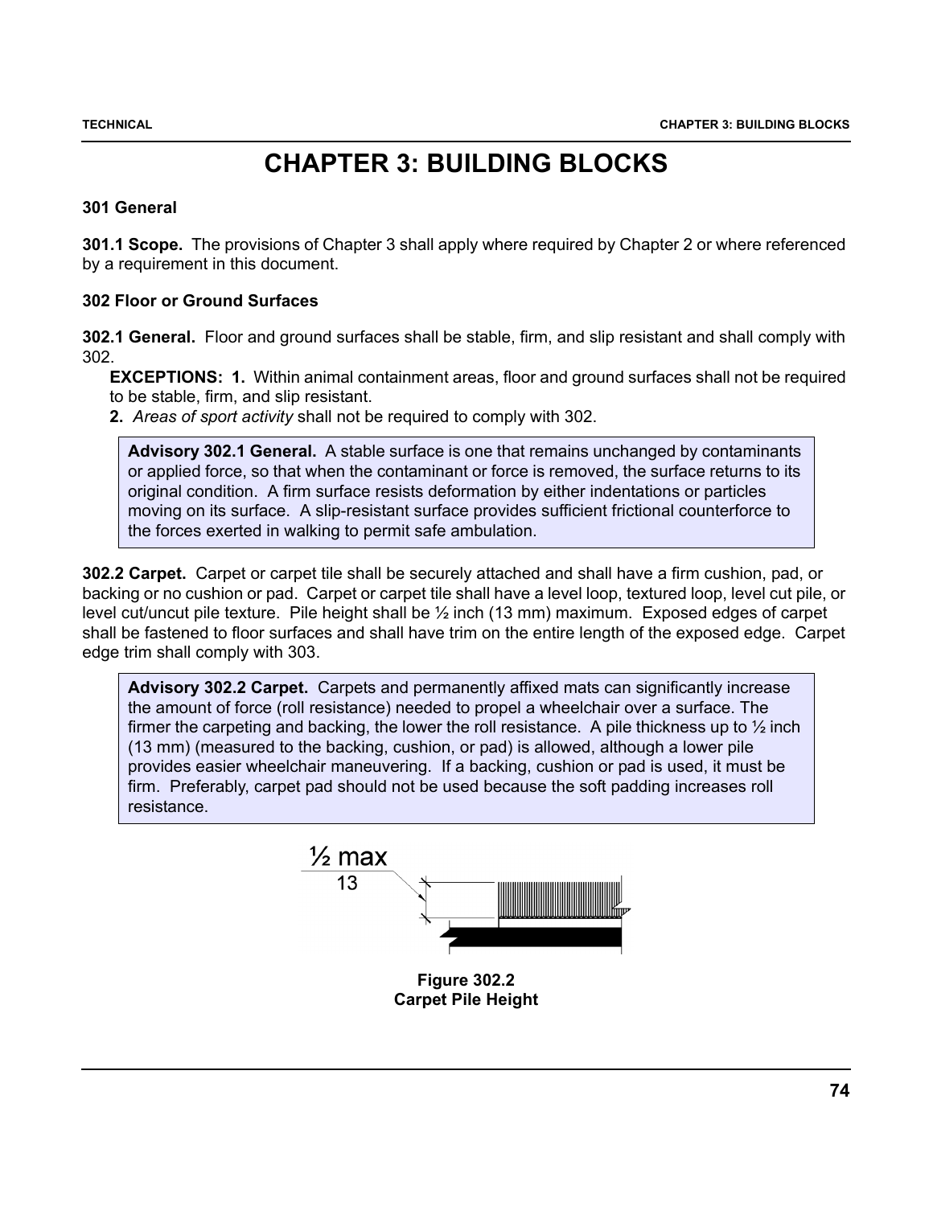# CHAPTER 3: BUILDING BLOCKS

### 301 General

**301.1 Scope.** The provisions of Chapter 3 shall apply where required by Chapter 2 or where referenced by a requirement in this document.

### 302 Floor or Ground Surfaces

**302.1 General.** Floor and ground surfaces shall be stable, firm, and slip resistant and shall comply with 302.

**EXCEPTIONS: 1.** Within animal containment areas, floor and ground surfaces shall not be required to be stable, firm, and slip resistant.

**2.** *Areas of sport activity* shall not be required to comply with 302.

> **Advisory 302.1 General.** A stable surface is one that remains unchanged by contaminants or applied force, so that when the contaminant or force is removed, the surface returns to its original condition. A firm surface resists deformation by either indentations or particles moving on its surface. A slip-resistant surface provides sufficient frictional counterforce to the forces exerted in walking to permit safe ambulation.

**302.2 Carpet.** Carpet or carpet tile shall be securely attached and shall have a firm cushion, pad, or backing or no cushion or pad. Carpet or carpet tile shall have a level loop, textured loop, level cut pile, or level cut/uncut pile texture. Pile height shall be ½ inch (13 mm) maximum. Exposed edges of carpet shall be fastened to floor surfaces and shall have trim on the entire length of the exposed edge. Carpet edge trim shall comply with 303.

> **Advisory 302.2 Carpet.** Carpets and permanently affixed mats can significantly increase the amount of force (roll resistance) needed to propel a wheelchair over a surface. The firmer the carpeting and backing, the lower the roll resistance. A pile thickness up to ½ inch (13 mm) (measured to the backing, cushion, or pad) is allowed, although a lower pile provides easier wheelchair maneuvering. If a backing, cushion or pad is used, it must be firm. Preferably, carpet pad should not be used because the soft padding increases roll resistance.

½ max
13

**Figure 302.2**
**Carpet Pile Height**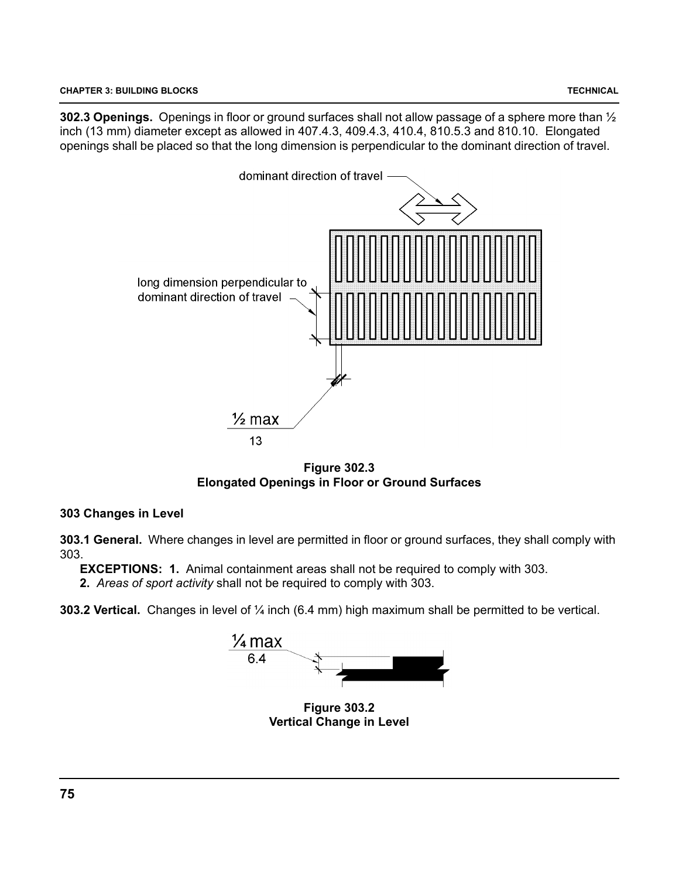**302.3 Openings.** Openings in floor or ground surfaces shall not allow passage of a sphere more than ½ inch (13 mm) diameter except as allowed in 407.4.3, 409.4.3, 410.4, 810.5.3 and 810.10. Elongated openings shall be placed so that the long dimension is perpendicular to the dominant direction of travel.

**Figure 302.3**
**Elongated Openings in Floor or Ground Surfaces**

### 303 Changes in Level

**303.1 General.** Where changes in level are permitted in floor or ground surfaces, they shall comply with 303.

**EXCEPTIONS: 1.** Animal containment areas shall not be required to comply with 303.

**2.** *Areas of sport activity* shall not be required to comply with 303.

**303.2 Vertical.** Changes in level of ¼ inch (6.4 mm) high maximum shall be permitted to be vertical.

**Figure 303.2**
**Vertical Change in Level**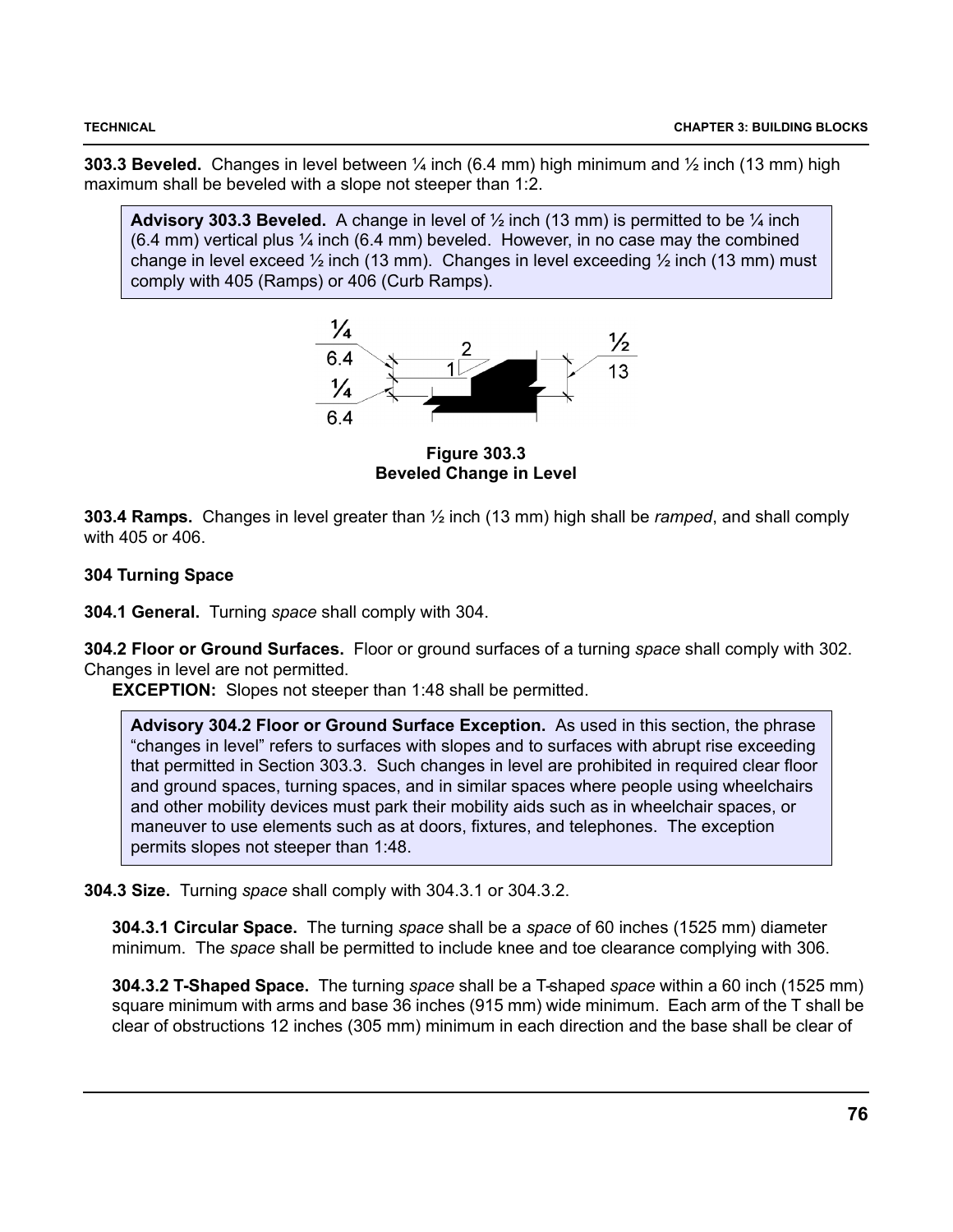**303.3 Beveled.** Changes in level between ¼ inch (6.4 mm) high minimum and ½ inch (13 mm) high maximum shall be beveled with a slope not steeper than 1:2.

> **Advisory 303.3 Beveled.** A change in level of ½ inch (13 mm) is permitted to be ¼ inch (6.4 mm) vertical plus ¼ inch (6.4 mm) beveled. However, in no case may the combined change in level exceed ½ inch (13 mm). Changes in level exceeding ½ inch (13 mm) must comply with 405 (Ramps) or 406 (Curb Ramps).

¼
6.4
¼
6.4
2
1
½
13

**Figure 303.3**
**Beveled Change in Level**

**303.4 Ramps.** Changes in level greater than ½ inch (13 mm) high shall be *ramped*, and shall comply with 405 or 406.

**304 Turning Space**

**304.1 General.** Turning *space* shall comply with 304.

**304.2 Floor or Ground Surfaces.** Floor or ground surfaces of a turning *space* shall comply with 302. Changes in level are not permitted.

**EXCEPTION:** Slopes not steeper than 1:48 shall be permitted.

> **Advisory 304.2 Floor or Ground Surface Exception.** As used in this section, the phrase "changes in level" refers to surfaces with slopes and to surfaces with abrupt rise exceeding that permitted in Section 303.3. Such changes in level are prohibited in required clear floor and ground spaces, turning spaces, and in similar spaces where people using wheelchairs and other mobility devices must park their mobility aids such as in wheelchair spaces, or maneuver to use elements such as at doors, fixtures, and telephones. The exception permits slopes not steeper than 1:48.

**304.3 Size.** Turning *space* shall comply with 304.3.1 or 304.3.2.

**304.3.1 Circular Space.** The turning *space* shall be a *space* of 60 inches (1525 mm) diameter minimum. The *space* shall be permitted to include knee and toe clearance complying with 306.

**304.3.2 T-Shaped Space.** The turning *space* shall be a T-shaped *space* within a 60 inch (1525 mm) square minimum with arms and base 36 inches (915 mm) wide minimum. Each arm of the T shall be clear of obstructions 12 inches (305 mm) minimum in each direction and the base shall be clear of